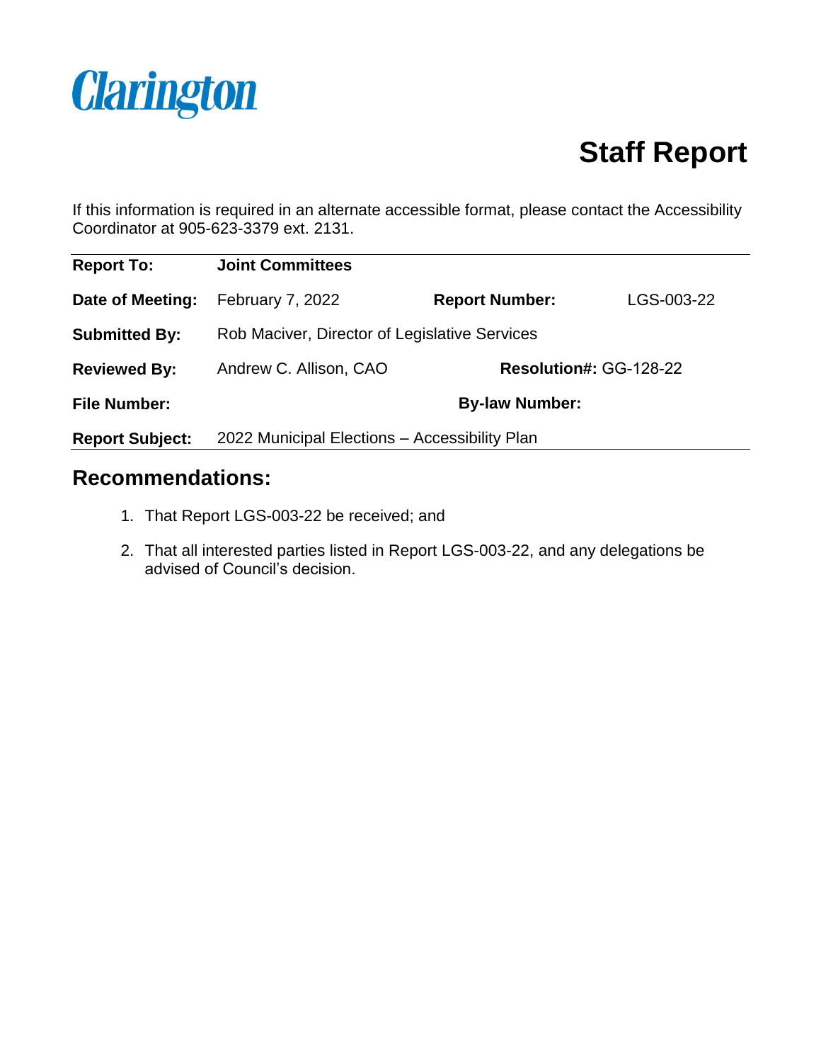Clarington

# Staff Report

If this information is required in an alternate accessible format, please contact the Accessibility Coordinator at 905-623-3379 ext. 2131.

| | | | |
|---|---|---|---|
| **Report To:** | **Joint Committees** | | |
| **Date of Meeting:** | February 7, 2022 | **Report Number:** | LGS-003-22 |
| **Submitted By:** | Rob Maciver, Director of Legislative Services | | |
| **Reviewed By:** | Andrew C. Allison, CAO | **Resolution#:** | GG-128-22 |
| **File Number:** | | **By-law Number:** | |
| **Report Subject:** | 2022 Municipal Elections – Accessibility Plan | | |

## Recommendations:

1. That Report LGS-003-22 be received; and
2. That all interested parties listed in Report LGS-003-22, and any delegations be advised of Council's decision.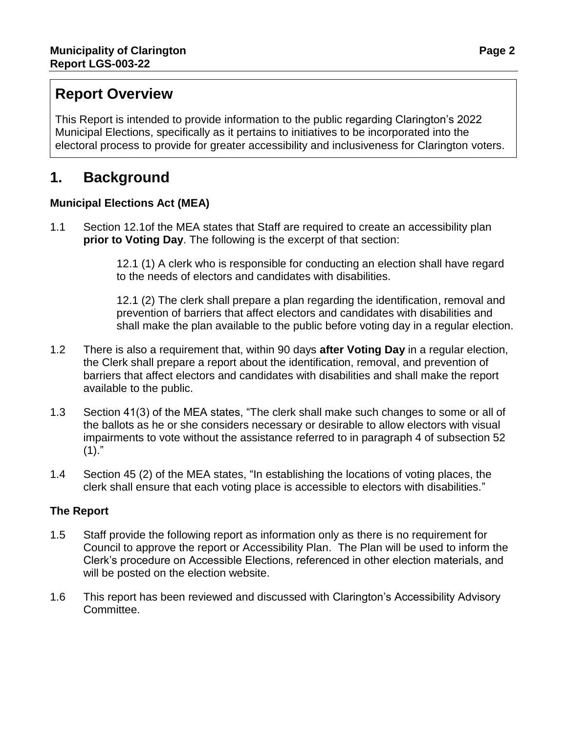## Report Overview

This Report is intended to provide information to the public regarding Clarington's 2022 Municipal Elections, specifically as it pertains to initiatives to be incorporated into the electoral process to provide for greater accessibility and inclusiveness for Clarington voters.

# 1. Background

### Municipal Elections Act (MEA)

1.1 Section 12.1of the MEA states that Staff are required to create an accessibility plan **prior to Voting Day**. The following is the excerpt of that section:

> 12.1 (1) A clerk who is responsible for conducting an election shall have regard to the needs of electors and candidates with disabilities.
>
> 12.1 (2) The clerk shall prepare a plan regarding the identification, removal and prevention of barriers that affect electors and candidates with disabilities and shall make the plan available to the public before voting day in a regular election.

1.2 There is also a requirement that, within 90 days **after Voting Day** in a regular election, the Clerk shall prepare a report about the identification, removal, and prevention of barriers that affect electors and candidates with disabilities and shall make the report available to the public.

1.3 Section 41(3) of the MEA states, "The clerk shall make such changes to some or all of the ballots as he or she considers necessary or desirable to allow electors with visual impairments to vote without the assistance referred to in paragraph 4 of subsection 52 (1)."

1.4 Section 45 (2) of the MEA states, "In establishing the locations of voting places, the clerk shall ensure that each voting place is accessible to electors with disabilities."

### The Report

1.5 Staff provide the following report as information only as there is no requirement for Council to approve the report or Accessibility Plan. The Plan will be used to inform the Clerk's procedure on Accessible Elections, referenced in other election materials, and will be posted on the election website.

1.6 This report has been reviewed and discussed with Clarington's Accessibility Advisory Committee.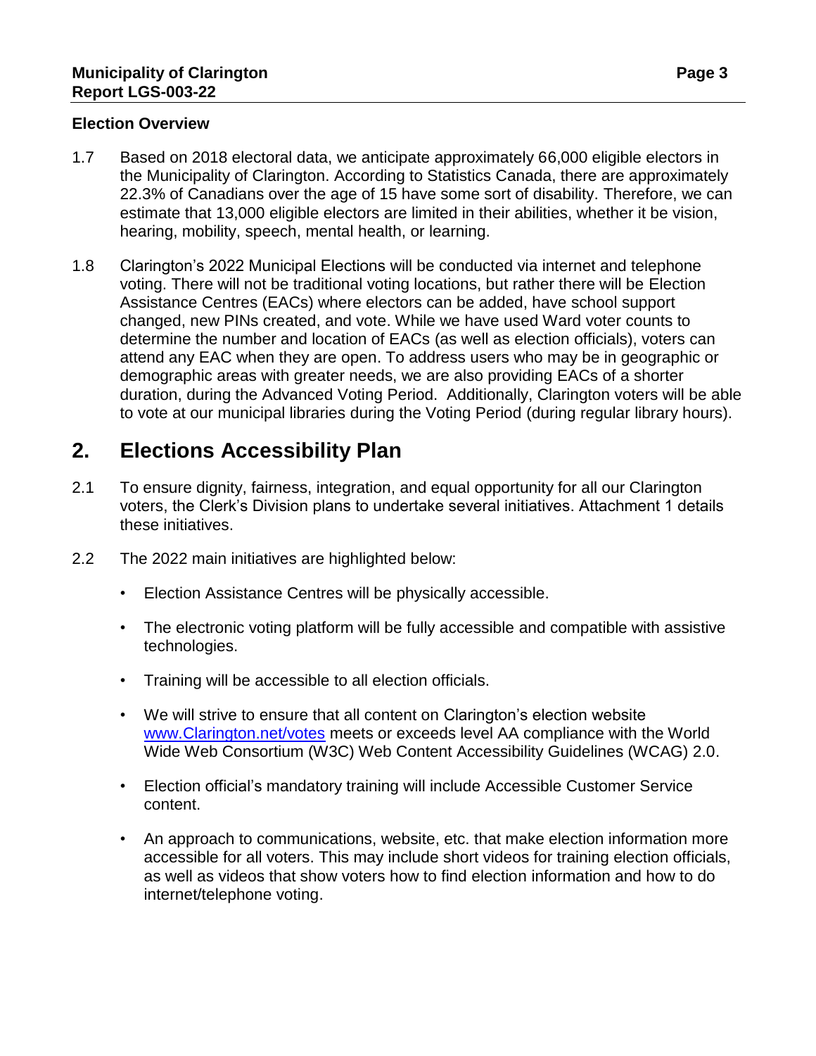**Election Overview**

1.7 Based on 2018 electoral data, we anticipate approximately 66,000 eligible electors in the Municipality of Clarington. According to Statistics Canada, there are approximately 22.3% of Canadians over the age of 15 have some sort of disability. Therefore, we can estimate that 13,000 eligible electors are limited in their abilities, whether it be vision, hearing, mobility, speech, mental health, or learning.

1.8 Clarington's 2022 Municipal Elections will be conducted via internet and telephone voting. There will not be traditional voting locations, but rather there will be Election Assistance Centres (EACs) where electors can be added, have school support changed, new PINs created, and vote. While we have used Ward voter counts to determine the number and location of EACs (as well as election officials), voters can attend any EAC when they are open. To address users who may be in geographic or demographic areas with greater needs, we are also providing EACs of a shorter duration, during the Advanced Voting Period. Additionally, Clarington voters will be able to vote at our municipal libraries during the Voting Period (during regular library hours).

## 2. Elections Accessibility Plan

2.1 To ensure dignity, fairness, integration, and equal opportunity for all our Clarington voters, the Clerk's Division plans to undertake several initiatives. Attachment 1 details these initiatives.

2.2 The 2022 main initiatives are highlighted below:

- Election Assistance Centres will be physically accessible.
- The electronic voting platform will be fully accessible and compatible with assistive technologies.
- Training will be accessible to all election officials.
- We will strive to ensure that all content on Clarington's election website www.Clarington.net/votes meets or exceeds level AA compliance with the World Wide Web Consortium (W3C) Web Content Accessibility Guidelines (WCAG) 2.0.
- Election official's mandatory training will include Accessible Customer Service content.
- An approach to communications, website, etc. that make election information more accessible for all voters. This may include short videos for training election officials, as well as videos that show voters how to find election information and how to do internet/telephone voting.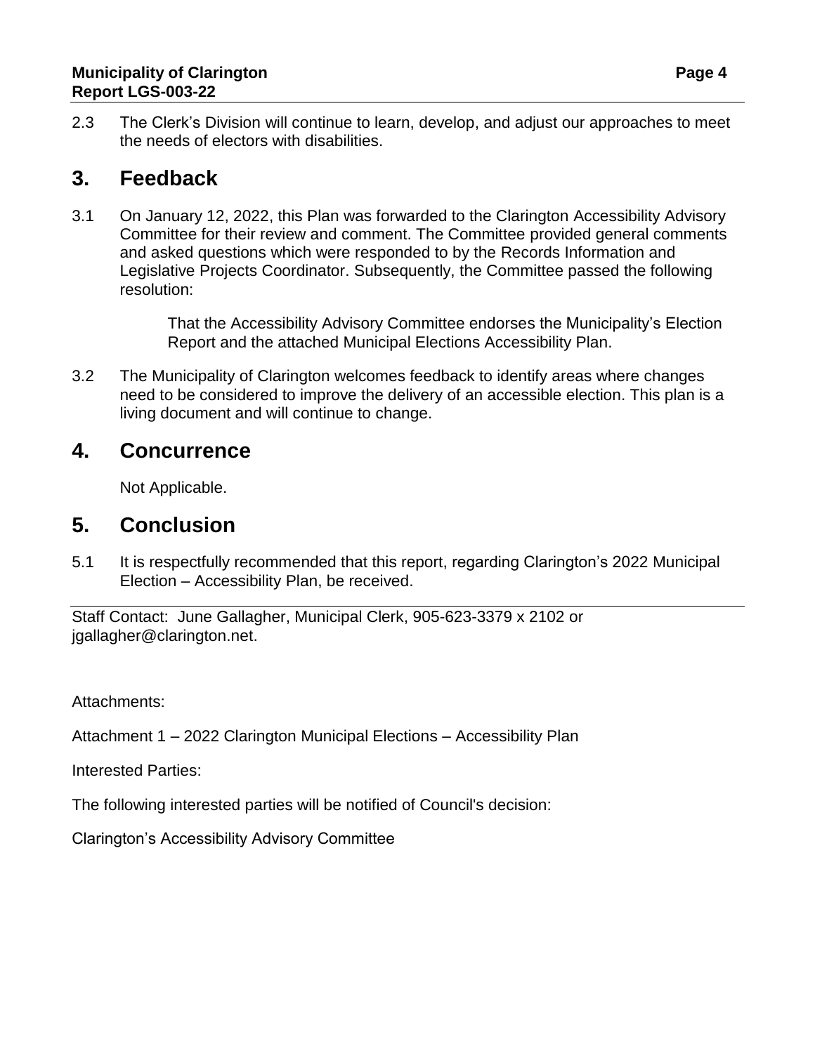2.3 The Clerk's Division will continue to learn, develop, and adjust our approaches to meet the needs of electors with disabilities.

## 3. Feedback

3.1 On January 12, 2022, this Plan was forwarded to the Clarington Accessibility Advisory Committee for their review and comment. The Committee provided general comments and asked questions which were responded to by the Records Information and Legislative Projects Coordinator. Subsequently, the Committee passed the following resolution:

> That the Accessibility Advisory Committee endorses the Municipality's Election Report and the attached Municipal Elections Accessibility Plan.

3.2 The Municipality of Clarington welcomes feedback to identify areas where changes need to be considered to improve the delivery of an accessible election. This plan is a living document and will continue to change.

## 4. Concurrence

Not Applicable.

## 5. Conclusion

5.1 It is respectfully recommended that this report, regarding Clarington's 2022 Municipal Election – Accessibility Plan, be received.

---

Staff Contact: June Gallagher, Municipal Clerk, 905-623-3379 x 2102 or jgallagher@clarington.net.

Attachments:

Attachment 1 – 2022 Clarington Municipal Elections – Accessibility Plan

Interested Parties:

The following interested parties will be notified of Council's decision:

Clarington's Accessibility Advisory Committee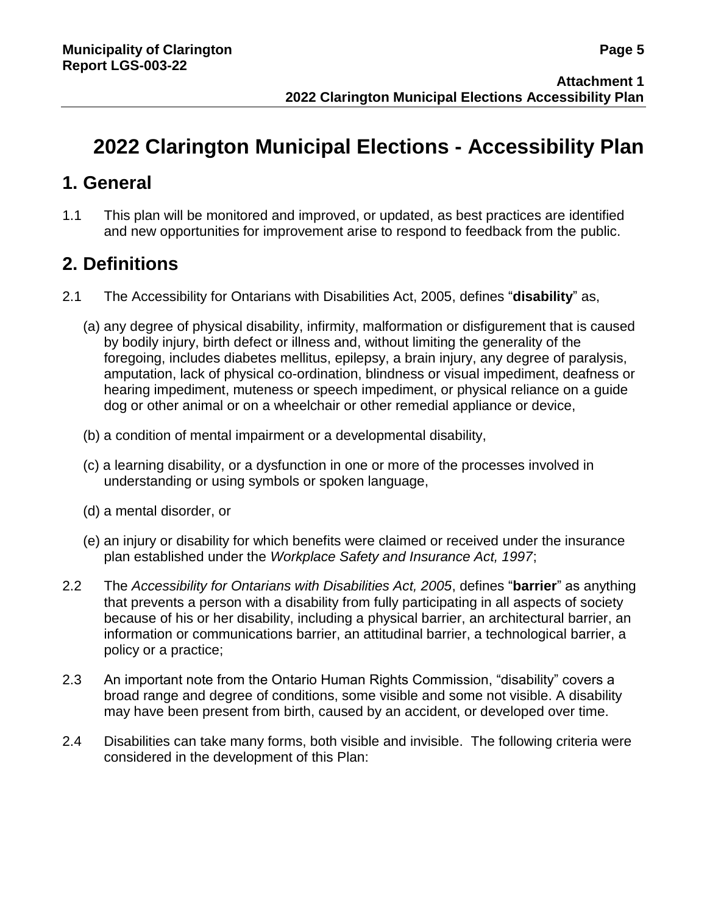# 2022 Clarington Municipal Elections - Accessibility Plan

## 1. General

1.1 This plan will be monitored and improved, or updated, as best practices are identified and new opportunities for improvement arise to respond to feedback from the public.

## 2. Definitions

2.1 The Accessibility for Ontarians with Disabilities Act, 2005, defines "**disability**" as,

(a) any degree of physical disability, infirmity, malformation or disfigurement that is caused by bodily injury, birth defect or illness and, without limiting the generality of the foregoing, includes diabetes mellitus, epilepsy, a brain injury, any degree of paralysis, amputation, lack of physical co-ordination, blindness or visual impediment, deafness or hearing impediment, muteness or speech impediment, or physical reliance on a guide dog or other animal or on a wheelchair or other remedial appliance or device,

(b) a condition of mental impairment or a developmental disability,

(c) a learning disability, or a dysfunction in one or more of the processes involved in understanding or using symbols or spoken language,

(d) a mental disorder, or

(e) an injury or disability for which benefits were claimed or received under the insurance plan established under the *Workplace Safety and Insurance Act, 1997*;

2.2 The *Accessibility for Ontarians with Disabilities Act, 2005*, defines "**barrier**" as anything that prevents a person with a disability from fully participating in all aspects of society because of his or her disability, including a physical barrier, an architectural barrier, an information or communications barrier, an attitudinal barrier, a technological barrier, a policy or a practice;

2.3 An important note from the Ontario Human Rights Commission, "disability" covers a broad range and degree of conditions, some visible and some not visible. A disability may have been present from birth, caused by an accident, or developed over time.

2.4 Disabilities can take many forms, both visible and invisible. The following criteria were considered in the development of this Plan: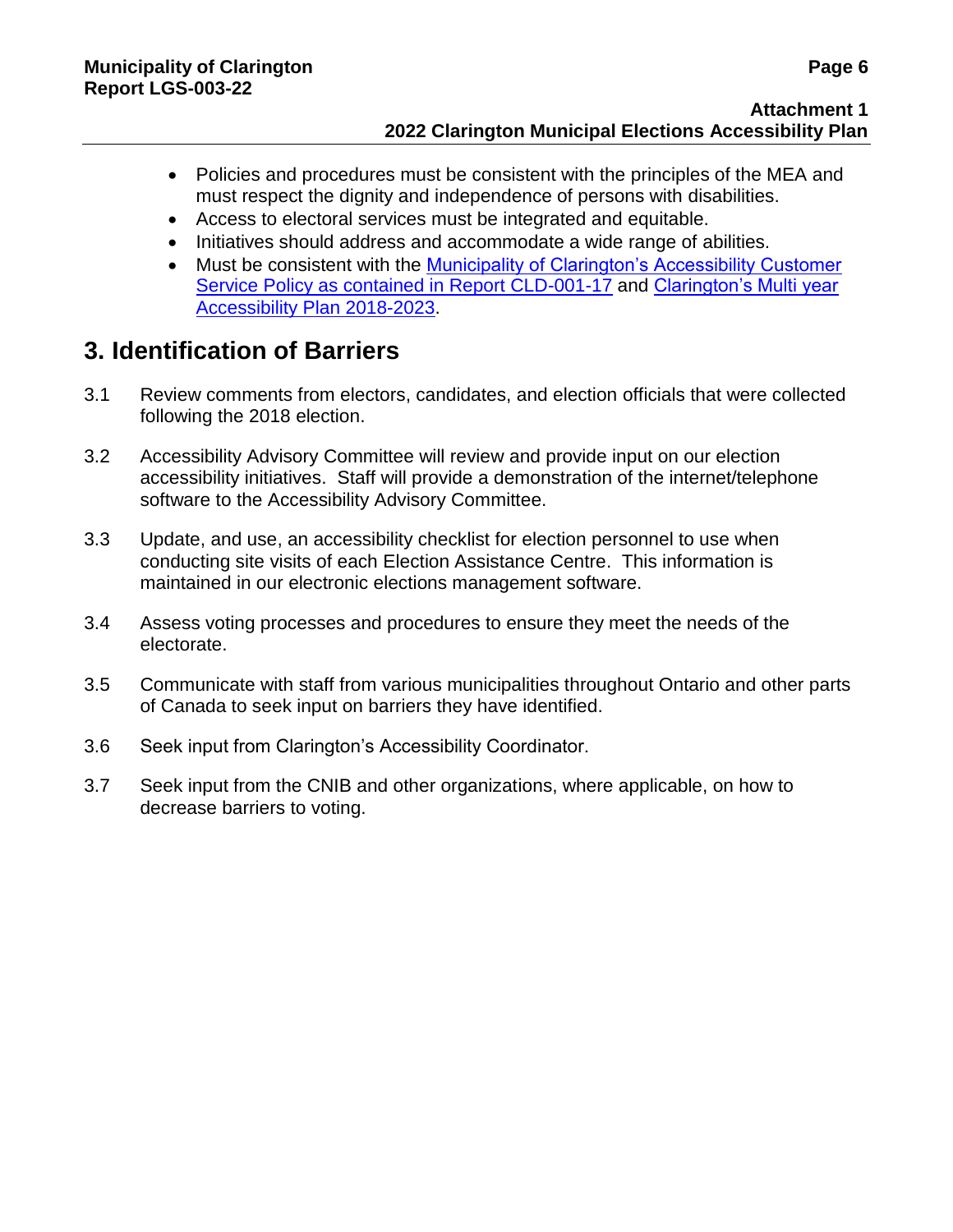- Policies and procedures must be consistent with the principles of the MEA and must respect the dignity and independence of persons with disabilities.
- Access to electoral services must be integrated and equitable.
- Initiatives should address and accommodate a wide range of abilities.
- Must be consistent with the Municipality of Clarington's Accessibility Customer Service Policy as contained in Report CLD-001-17 and Clarington's Multi year Accessibility Plan 2018-2023.

## 3. Identification of Barriers

3.1 Review comments from electors, candidates, and election officials that were collected following the 2018 election.

3.2 Accessibility Advisory Committee will review and provide input on our election accessibility initiatives. Staff will provide a demonstration of the internet/telephone software to the Accessibility Advisory Committee.

3.3 Update, and use, an accessibility checklist for election personnel to use when conducting site visits of each Election Assistance Centre. This information is maintained in our electronic elections management software.

3.4 Assess voting processes and procedures to ensure they meet the needs of the electorate.

3.5 Communicate with staff from various municipalities throughout Ontario and other parts of Canada to seek input on barriers they have identified.

3.6 Seek input from Clarington's Accessibility Coordinator.

3.7 Seek input from the CNIB and other organizations, where applicable, on how to decrease barriers to voting.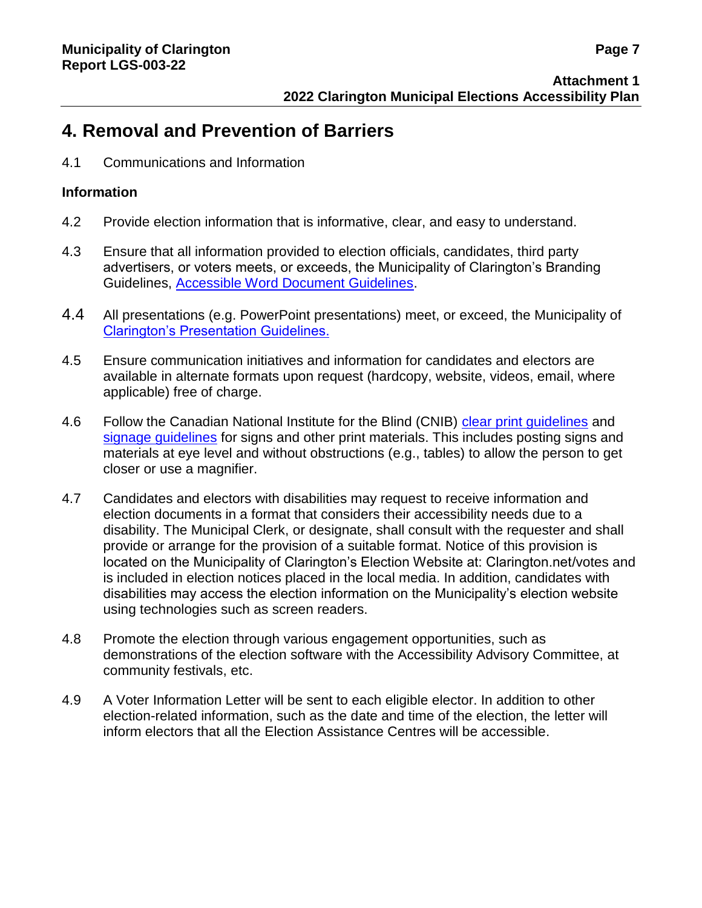# 4. Removal and Prevention of Barriers

4.1 Communications and Information

**Information**

4.2 Provide election information that is informative, clear, and easy to understand.

4.3 Ensure that all information provided to election officials, candidates, third party advertisers, or voters meets, or exceeds, the Municipality of Clarington's Branding Guidelines, [Accessible Word Document Guidelines](#).

4.4 All presentations (e.g. PowerPoint presentations) meet, or exceed, the Municipality of [Clarington's Presentation Guidelines.](#)

4.5 Ensure communication initiatives and information for candidates and electors are available in alternate formats upon request (hardcopy, website, videos, email, where applicable) free of charge.

4.6 Follow the Canadian National Institute for the Blind (CNIB) [clear print guidelines](#) and [signage guidelines](#) for signs and other print materials. This includes posting signs and materials at eye level and without obstructions (e.g., tables) to allow the person to get closer or use a magnifier.

4.7 Candidates and electors with disabilities may request to receive information and election documents in a format that considers their accessibility needs due to a disability. The Municipal Clerk, or designate, shall consult with the requester and shall provide or arrange for the provision of a suitable format. Notice of this provision is located on the Municipality of Clarington's Election Website at: Clarington.net/votes and is included in election notices placed in the local media. In addition, candidates with disabilities may access the election information on the Municipality's election website using technologies such as screen readers.

4.8 Promote the election through various engagement opportunities, such as demonstrations of the election software with the Accessibility Advisory Committee, at community festivals, etc.

4.9 A Voter Information Letter will be sent to each eligible elector. In addition to other election-related information, such as the date and time of the election, the letter will inform electors that all the Election Assistance Centres will be accessible.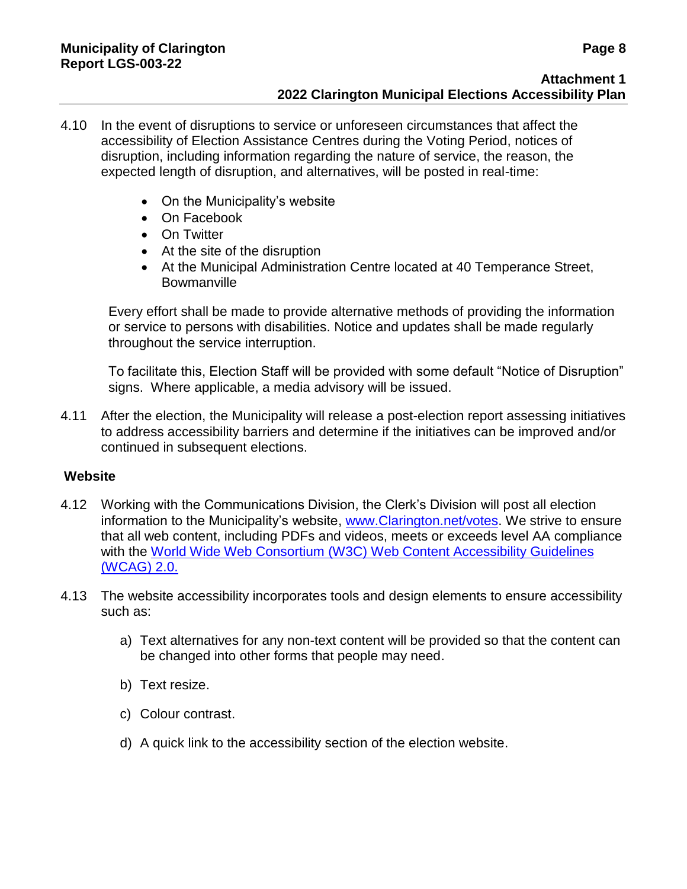4.10 In the event of disruptions to service or unforeseen circumstances that affect the accessibility of Election Assistance Centres during the Voting Period, notices of disruption, including information regarding the nature of service, the reason, the expected length of disruption, and alternatives, will be posted in real-time:

- On the Municipality's website
- On Facebook
- On Twitter
- At the site of the disruption
- At the Municipal Administration Centre located at 40 Temperance Street, Bowmanville

Every effort shall be made to provide alternative methods of providing the information or service to persons with disabilities. Notice and updates shall be made regularly throughout the service interruption.

To facilitate this, Election Staff will be provided with some default "Notice of Disruption" signs. Where applicable, a media advisory will be issued.

4.11 After the election, the Municipality will release a post-election report assessing initiatives to address accessibility barriers and determine if the initiatives can be improved and/or continued in subsequent elections.

### Website

4.12 Working with the Communications Division, the Clerk's Division will post all election information to the Municipality's website, [www.Clarington.net/votes](www.Clarington.net/votes). We strive to ensure that all web content, including PDFs and videos, meets or exceeds level AA compliance with the World Wide Web Consortium (W3C) Web Content Accessibility Guidelines (WCAG) 2.0.

4.13 The website accessibility incorporates tools and design elements to ensure accessibility such as:

a) Text alternatives for any non-text content will be provided so that the content can be changed into other forms that people may need.

b) Text resize.

c) Colour contrast.

d) A quick link to the accessibility section of the election website.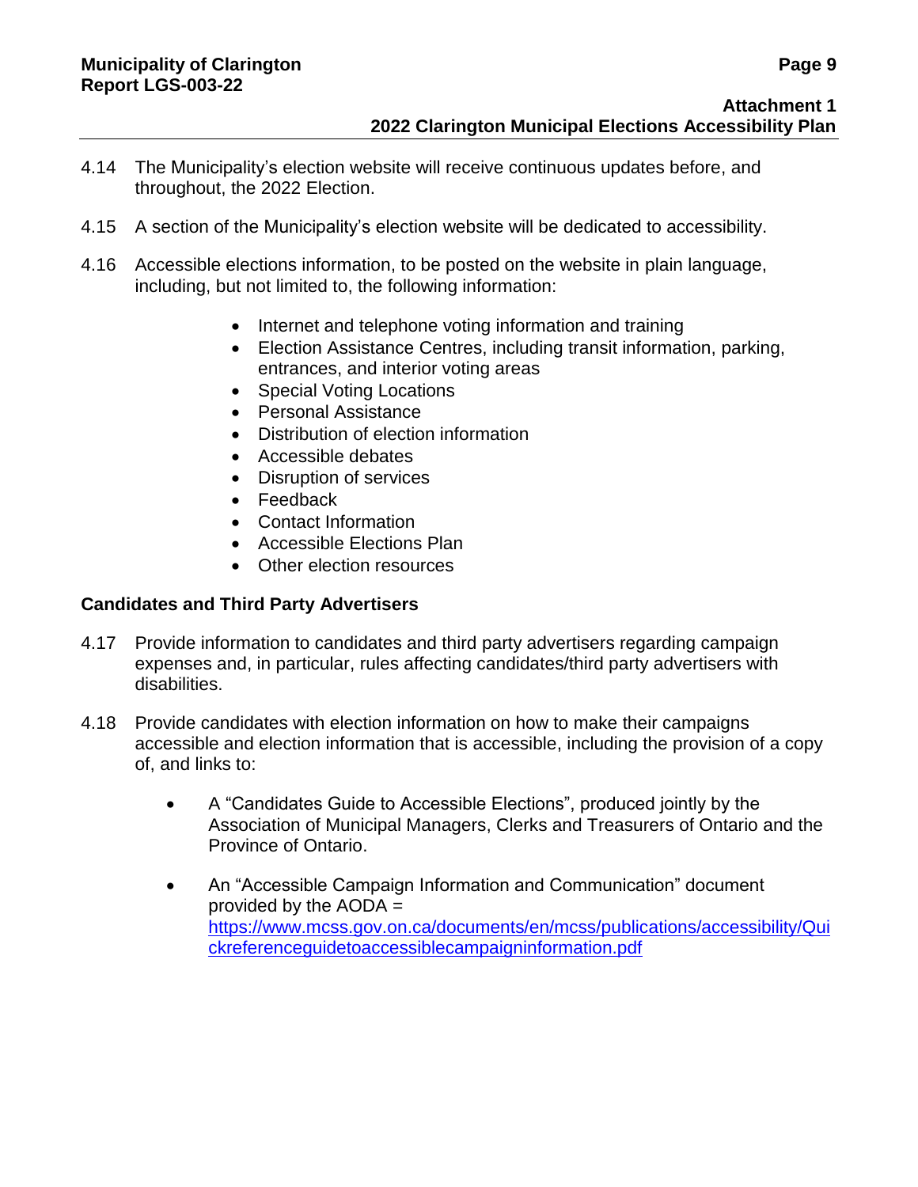4.14 The Municipality's election website will receive continuous updates before, and throughout, the 2022 Election.

4.15 A section of the Municipality's election website will be dedicated to accessibility.

4.16 Accessible elections information, to be posted on the website in plain language, including, but not limited to, the following information:

- Internet and telephone voting information and training
- Election Assistance Centres, including transit information, parking, entrances, and interior voting areas
- Special Voting Locations
- Personal Assistance
- Distribution of election information
- Accessible debates
- Disruption of services
- Feedback
- Contact Information
- Accessible Elections Plan
- Other election resources

### Candidates and Third Party Advertisers

4.17 Provide information to candidates and third party advertisers regarding campaign expenses and, in particular, rules affecting candidates/third party advertisers with disabilities.

4.18 Provide candidates with election information on how to make their campaigns accessible and election information that is accessible, including the provision of a copy of, and links to:

- A "Candidates Guide to Accessible Elections", produced jointly by the Association of Municipal Managers, Clerks and Treasurers of Ontario and the Province of Ontario.
- An "Accessible Campaign Information and Communication" document provided by the AODA = https://www.mcss.gov.on.ca/documents/en/mcss/publications/accessibility/Quickreferenceguidetoaccessiblecampaigninformation.pdf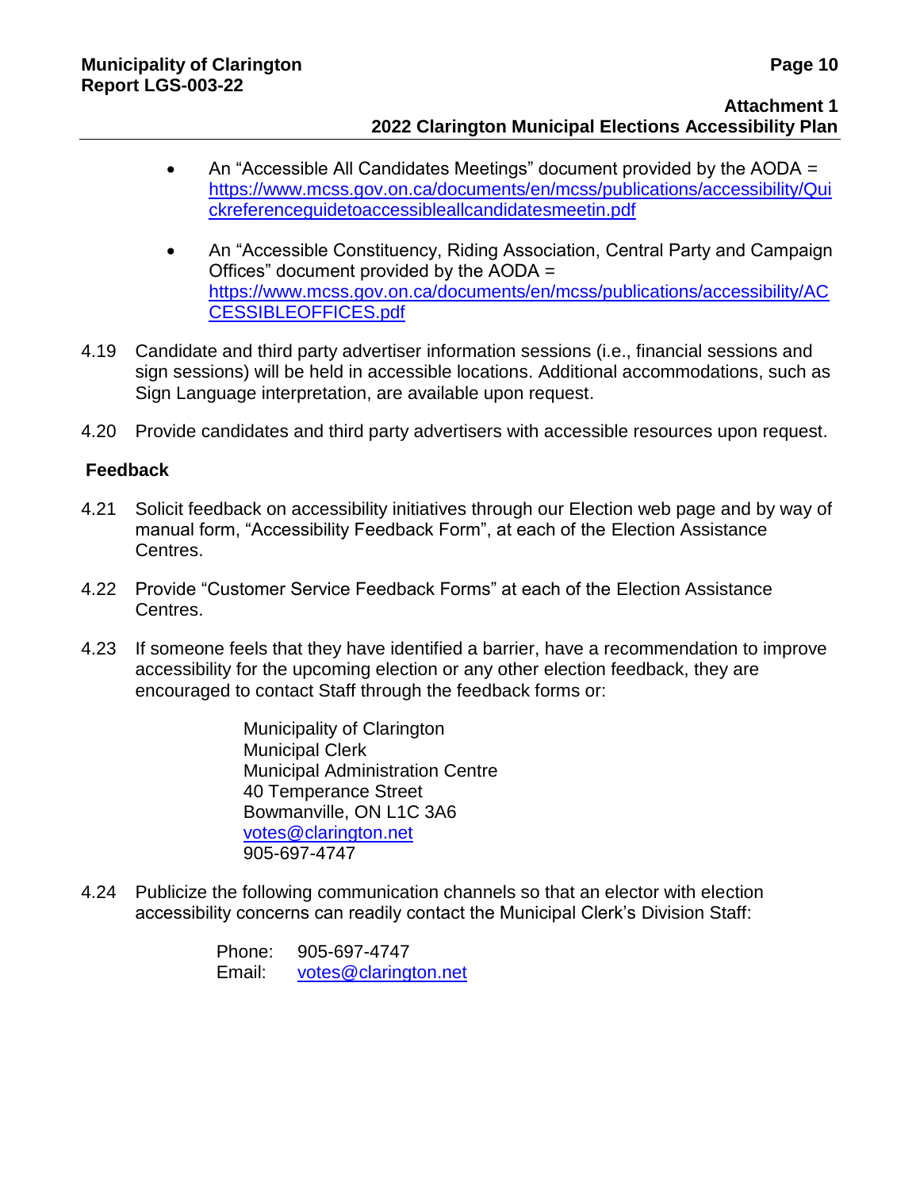- An "Accessible All Candidates Meetings" document provided by the AODA = https://www.mcss.gov.on.ca/documents/en/mcss/publications/accessibility/Quickreferenceguidetoaccessibleallcandidatesmeetin.pdf

- An "Accessible Constituency, Riding Association, Central Party and Campaign Offices" document provided by the AODA = https://www.mcss.gov.on.ca/documents/en/mcss/publications/accessibility/ACCESSIBLEOFFICES.pdf

4.19 Candidate and third party advertiser information sessions (i.e., financial sessions and sign sessions) will be held in accessible locations. Additional accommodations, such as Sign Language interpretation, are available upon request.

4.20 Provide candidates and third party advertisers with accessible resources upon request.

**Feedback**

4.21 Solicit feedback on accessibility initiatives through our Election web page and by way of manual form, "Accessibility Feedback Form", at each of the Election Assistance Centres.

4.22 Provide "Customer Service Feedback Forms" at each of the Election Assistance Centres.

4.23 If someone feels that they have identified a barrier, have a recommendation to improve accessibility for the upcoming election or any other election feedback, they are encouraged to contact Staff through the feedback forms or:

Municipality of Clarington
Municipal Clerk
Municipal Administration Centre
40 Temperance Street
Bowmanville, ON L1C 3A6
votes@clarington.net
905-697-4747

4.24 Publicize the following communication channels so that an elector with election accessibility concerns can readily contact the Municipal Clerk's Division Staff:

Phone: 905-697-4747
Email: votes@clarington.net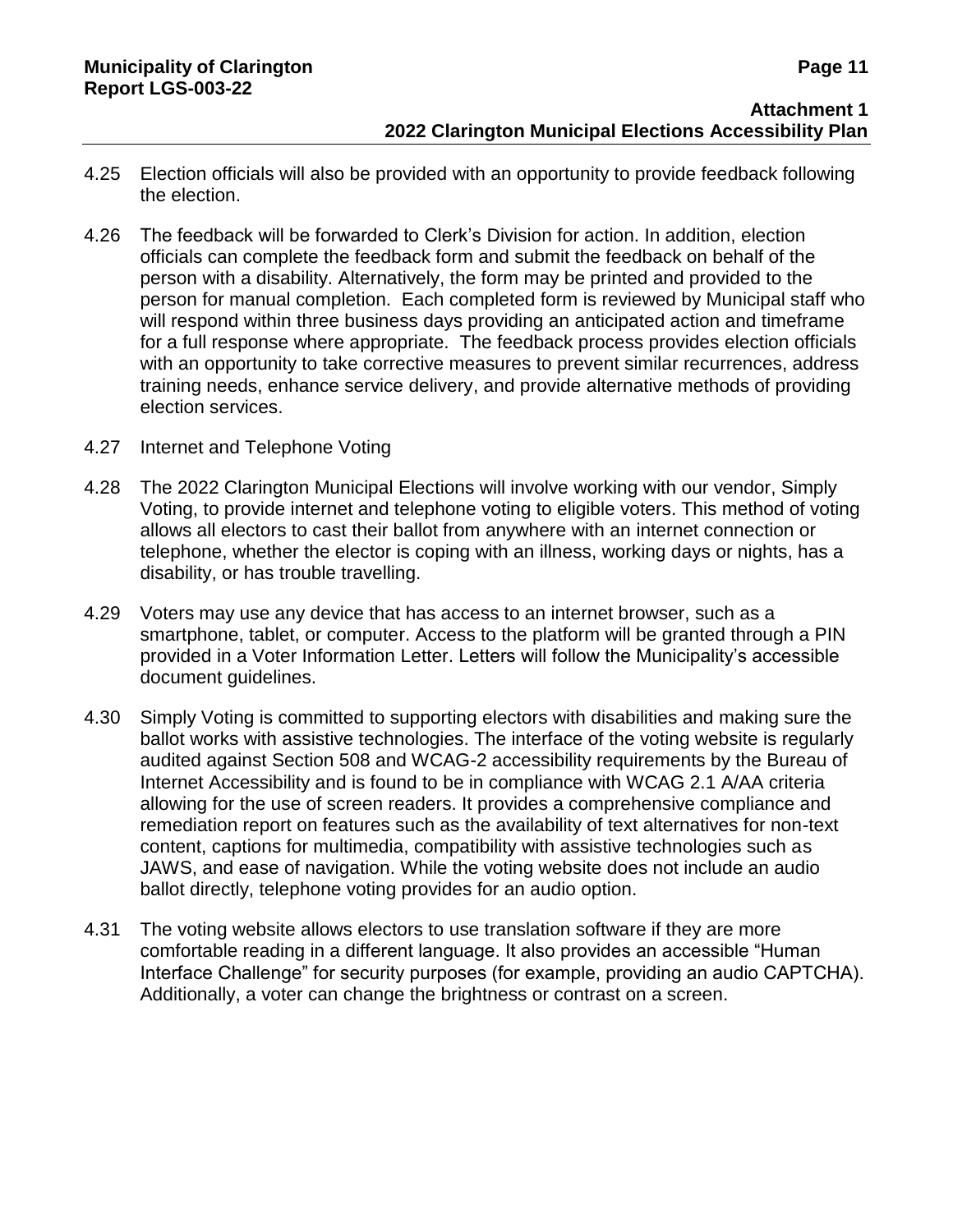4.25 Election officials will also be provided with an opportunity to provide feedback following the election.

4.26 The feedback will be forwarded to Clerk's Division for action. In addition, election officials can complete the feedback form and submit the feedback on behalf of the person with a disability. Alternatively, the form may be printed and provided to the person for manual completion. Each completed form is reviewed by Municipal staff who will respond within three business days providing an anticipated action and timeframe for a full response where appropriate. The feedback process provides election officials with an opportunity to take corrective measures to prevent similar recurrences, address training needs, enhance service delivery, and provide alternative methods of providing election services.

4.27 Internet and Telephone Voting

4.28 The 2022 Clarington Municipal Elections will involve working with our vendor, Simply Voting, to provide internet and telephone voting to eligible voters. This method of voting allows all electors to cast their ballot from anywhere with an internet connection or telephone, whether the elector is coping with an illness, working days or nights, has a disability, or has trouble travelling.

4.29 Voters may use any device that has access to an internet browser, such as a smartphone, tablet, or computer. Access to the platform will be granted through a PIN provided in a Voter Information Letter. Letters will follow the Municipality's accessible document guidelines.

4.30 Simply Voting is committed to supporting electors with disabilities and making sure the ballot works with assistive technologies. The interface of the voting website is regularly audited against Section 508 and WCAG-2 accessibility requirements by the Bureau of Internet Accessibility and is found to be in compliance with WCAG 2.1 A/AA criteria allowing for the use of screen readers. It provides a comprehensive compliance and remediation report on features such as the availability of text alternatives for non-text content, captions for multimedia, compatibility with assistive technologies such as JAWS, and ease of navigation. While the voting website does not include an audio ballot directly, telephone voting provides for an audio option.

4.31 The voting website allows electors to use translation software if they are more comfortable reading in a different language. It also provides an accessible "Human Interface Challenge" for security purposes (for example, providing an audio CAPTCHA). Additionally, a voter can change the brightness or contrast on a screen.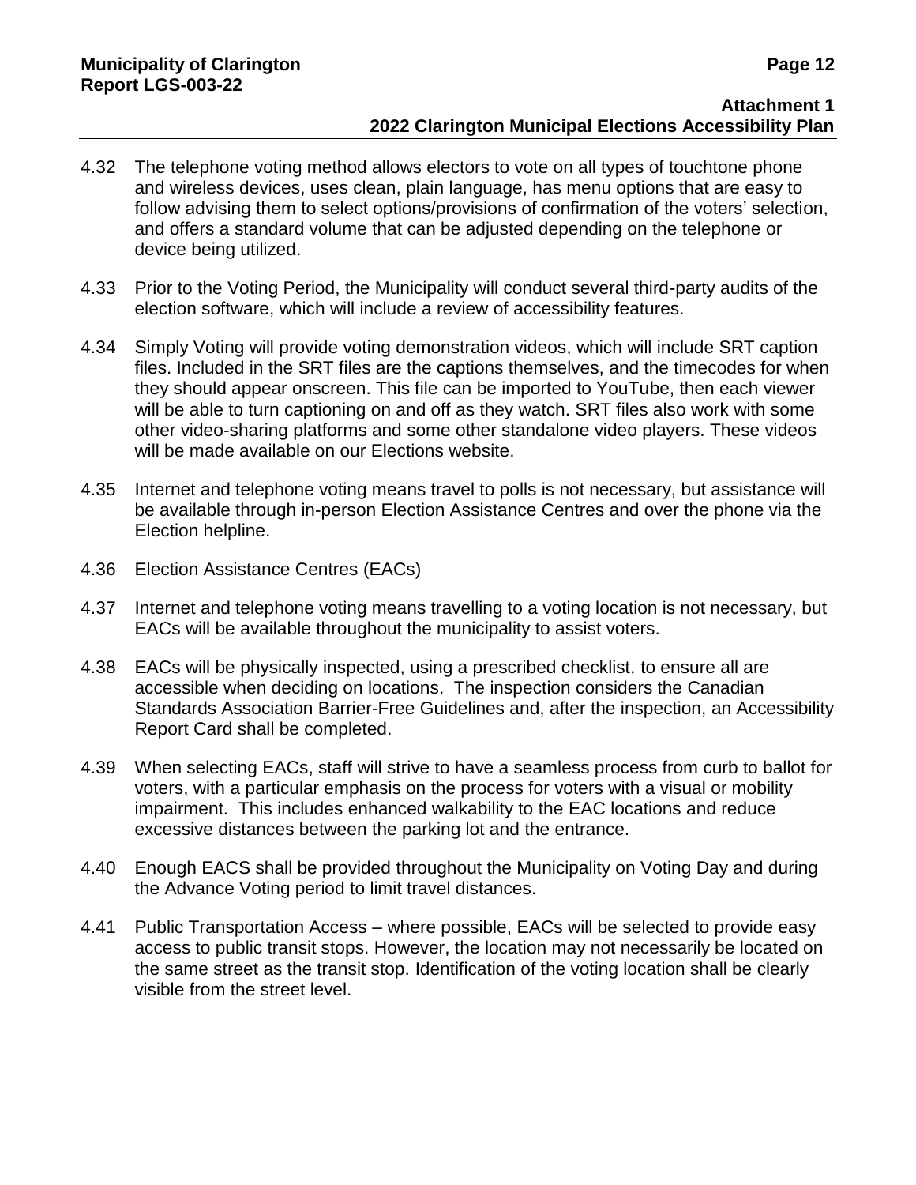4.32 The telephone voting method allows electors to vote on all types of touchtone phone and wireless devices, uses clean, plain language, has menu options that are easy to follow advising them to select options/provisions of confirmation of the voters' selection, and offers a standard volume that can be adjusted depending on the telephone or device being utilized.

4.33 Prior to the Voting Period, the Municipality will conduct several third-party audits of the election software, which will include a review of accessibility features.

4.34 Simply Voting will provide voting demonstration videos, which will include SRT caption files. Included in the SRT files are the captions themselves, and the timecodes for when they should appear onscreen. This file can be imported to YouTube, then each viewer will be able to turn captioning on and off as they watch. SRT files also work with some other video-sharing platforms and some other standalone video players. These videos will be made available on our Elections website.

4.35 Internet and telephone voting means travel to polls is not necessary, but assistance will be available through in-person Election Assistance Centres and over the phone via the Election helpline.

4.36 Election Assistance Centres (EACs)

4.37 Internet and telephone voting means travelling to a voting location is not necessary, but EACs will be available throughout the municipality to assist voters.

4.38 EACs will be physically inspected, using a prescribed checklist, to ensure all are accessible when deciding on locations. The inspection considers the Canadian Standards Association Barrier-Free Guidelines and, after the inspection, an Accessibility Report Card shall be completed.

4.39 When selecting EACs, staff will strive to have a seamless process from curb to ballot for voters, with a particular emphasis on the process for voters with a visual or mobility impairment. This includes enhanced walkability to the EAC locations and reduce excessive distances between the parking lot and the entrance.

4.40 Enough EACS shall be provided throughout the Municipality on Voting Day and during the Advance Voting period to limit travel distances.

4.41 Public Transportation Access – where possible, EACs will be selected to provide easy access to public transit stops. However, the location may not necessarily be located on the same street as the transit stop. Identification of the voting location shall be clearly visible from the street level.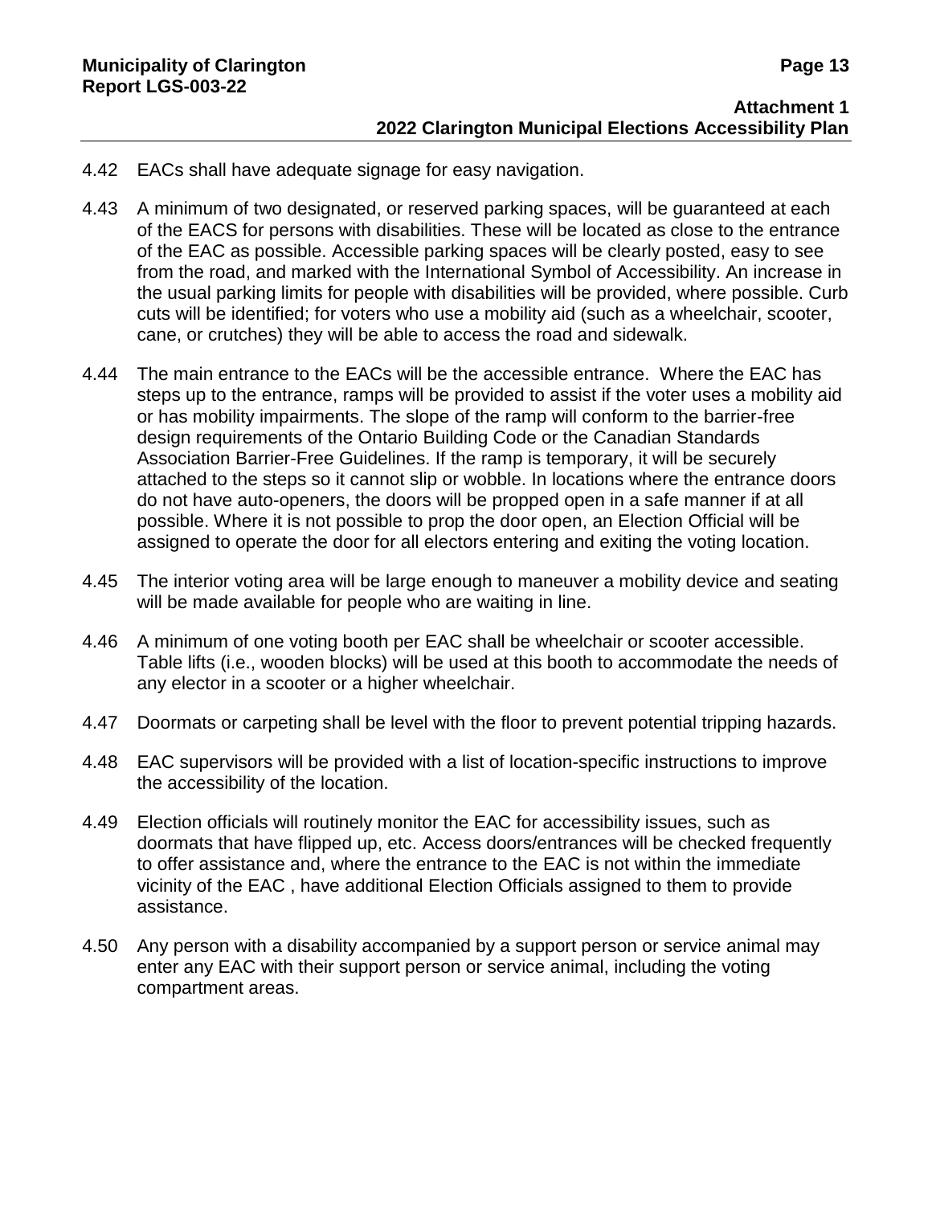4.42 EACs shall have adequate signage for easy navigation.

4.43 A minimum of two designated, or reserved parking spaces, will be guaranteed at each of the EACS for persons with disabilities. These will be located as close to the entrance of the EAC as possible. Accessible parking spaces will be clearly posted, easy to see from the road, and marked with the International Symbol of Accessibility. An increase in the usual parking limits for people with disabilities will be provided, where possible. Curb cuts will be identified; for voters who use a mobility aid (such as a wheelchair, scooter, cane, or crutches) they will be able to access the road and sidewalk.

4.44 The main entrance to the EACs will be the accessible entrance. Where the EAC has steps up to the entrance, ramps will be provided to assist if the voter uses a mobility aid or has mobility impairments. The slope of the ramp will conform to the barrier-free design requirements of the Ontario Building Code or the Canadian Standards Association Barrier-Free Guidelines. If the ramp is temporary, it will be securely attached to the steps so it cannot slip or wobble. In locations where the entrance doors do not have auto-openers, the doors will be propped open in a safe manner if at all possible. Where it is not possible to prop the door open, an Election Official will be assigned to operate the door for all electors entering and exiting the voting location.

4.45 The interior voting area will be large enough to maneuver a mobility device and seating will be made available for people who are waiting in line.

4.46 A minimum of one voting booth per EAC shall be wheelchair or scooter accessible. Table lifts (i.e., wooden blocks) will be used at this booth to accommodate the needs of any elector in a scooter or a higher wheelchair.

4.47 Doormats or carpeting shall be level with the floor to prevent potential tripping hazards.

4.48 EAC supervisors will be provided with a list of location-specific instructions to improve the accessibility of the location.

4.49 Election officials will routinely monitor the EAC for accessibility issues, such as doormats that have flipped up, etc. Access doors/entrances will be checked frequently to offer assistance and, where the entrance to the EAC is not within the immediate vicinity of the EAC , have additional Election Officials assigned to them to provide assistance.

4.50 Any person with a disability accompanied by a support person or service animal may enter any EAC with their support person or service animal, including the voting compartment areas.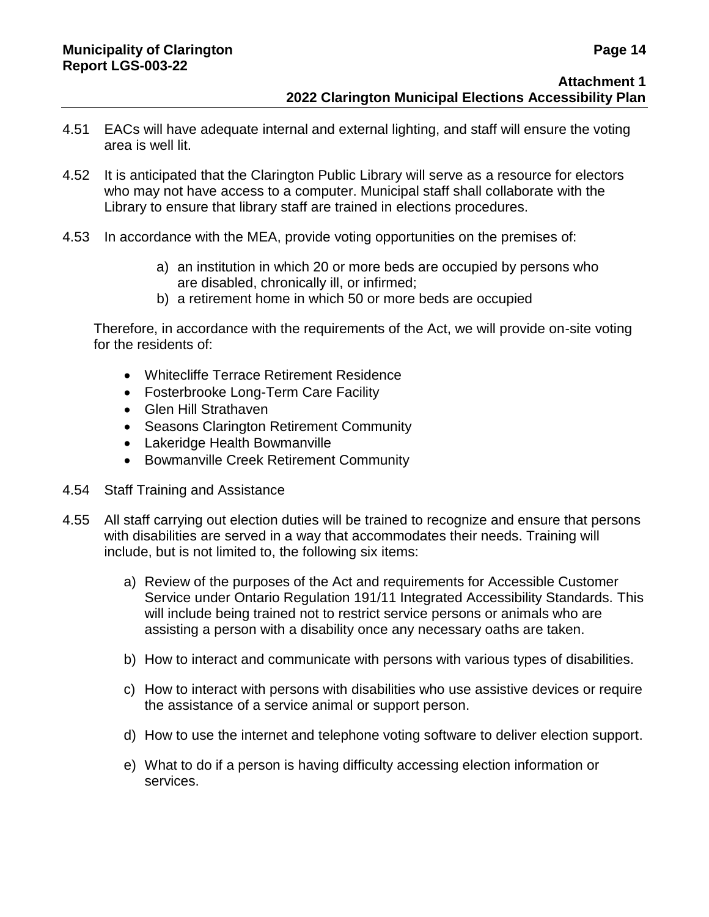4.51 EACs will have adequate internal and external lighting, and staff will ensure the voting area is well lit.

4.52 It is anticipated that the Clarington Public Library will serve as a resource for electors who may not have access to a computer. Municipal staff shall collaborate with the Library to ensure that library staff are trained in elections procedures.

4.53 In accordance with the MEA, provide voting opportunities on the premises of:

a) an institution in which 20 or more beds are occupied by persons who are disabled, chronically ill, or infirmed;
b) a retirement home in which 50 or more beds are occupied

Therefore, in accordance with the requirements of the Act, we will provide on-site voting for the residents of:

- Whitecliffe Terrace Retirement Residence
- Fosterbrooke Long-Term Care Facility
- Glen Hill Strathaven
- Seasons Clarington Retirement Community
- Lakeridge Health Bowmanville
- Bowmanville Creek Retirement Community

4.54 Staff Training and Assistance

4.55 All staff carrying out election duties will be trained to recognize and ensure that persons with disabilities are served in a way that accommodates their needs. Training will include, but is not limited to, the following six items:

a) Review of the purposes of the Act and requirements for Accessible Customer Service under Ontario Regulation 191/11 Integrated Accessibility Standards. This will include being trained not to restrict service persons or animals who are assisting a person with a disability once any necessary oaths are taken.

b) How to interact and communicate with persons with various types of disabilities.

c) How to interact with persons with disabilities who use assistive devices or require the assistance of a service animal or support person.

d) How to use the internet and telephone voting software to deliver election support.

e) What to do if a person is having difficulty accessing election information or services.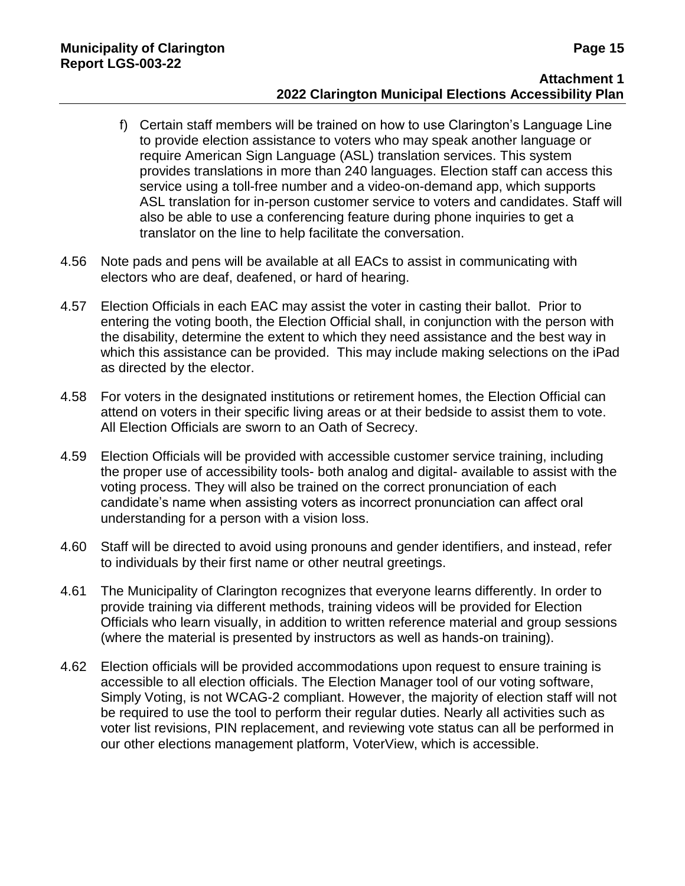f) Certain staff members will be trained on how to use Clarington's Language Line to provide election assistance to voters who may speak another language or require American Sign Language (ASL) translation services. This system provides translations in more than 240 languages. Election staff can access this service using a toll-free number and a video-on-demand app, which supports ASL translation for in-person customer service to voters and candidates. Staff will also be able to use a conferencing feature during phone inquiries to get a translator on the line to help facilitate the conversation.

4.56 Note pads and pens will be available at all EACs to assist in communicating with electors who are deaf, deafened, or hard of hearing.

4.57 Election Officials in each EAC may assist the voter in casting their ballot. Prior to entering the voting booth, the Election Official shall, in conjunction with the person with the disability, determine the extent to which they need assistance and the best way in which this assistance can be provided. This may include making selections on the iPad as directed by the elector.

4.58 For voters in the designated institutions or retirement homes, the Election Official can attend on voters in their specific living areas or at their bedside to assist them to vote. All Election Officials are sworn to an Oath of Secrecy.

4.59 Election Officials will be provided with accessible customer service training, including the proper use of accessibility tools- both analog and digital- available to assist with the voting process. They will also be trained on the correct pronunciation of each candidate's name when assisting voters as incorrect pronunciation can affect oral understanding for a person with a vision loss.

4.60 Staff will be directed to avoid using pronouns and gender identifiers, and instead, refer to individuals by their first name or other neutral greetings.

4.61 The Municipality of Clarington recognizes that everyone learns differently. In order to provide training via different methods, training videos will be provided for Election Officials who learn visually, in addition to written reference material and group sessions (where the material is presented by instructors as well as hands-on training).

4.62 Election officials will be provided accommodations upon request to ensure training is accessible to all election officials. The Election Manager tool of our voting software, Simply Voting, is not WCAG-2 compliant. However, the majority of election staff will not be required to use the tool to perform their regular duties. Nearly all activities such as voter list revisions, PIN replacement, and reviewing vote status can all be performed in our other elections management platform, VoterView, which is accessible.